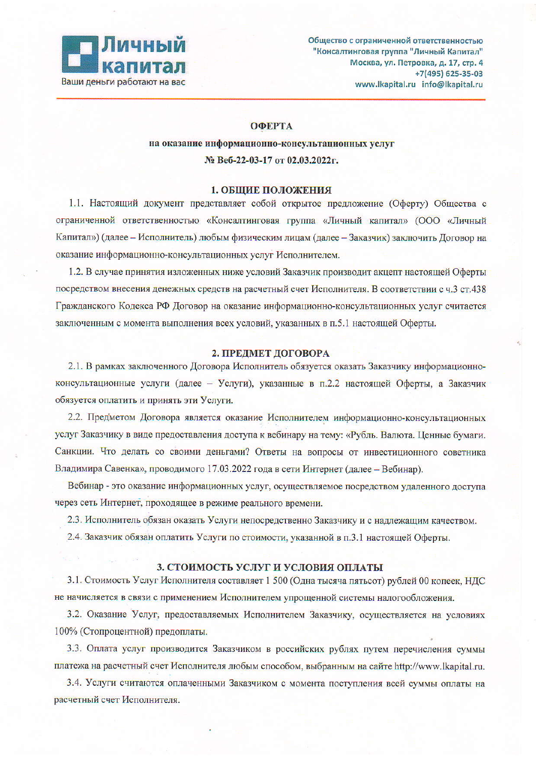**Личный капитал**
Ваши деньги работают на вас

Общество с ограниченной ответственностью
"Консалтинговая группа "Личный Капитал"
Москва, ул. Петровка, д. 17, стр. 4
+7(495) 625-35-03
www.lkapital.ru info@lkapital.ru

# ОФЕРТА

**на оказание информационно-консультационных услуг**
**№ Веб-22-03-17 от 02.03.2022г.**

## 1. ОБЩИЕ ПОЛОЖЕНИЯ

1.1. Настоящий документ представляет собой открытое предложение (Оферту) Общества с ограниченной ответственностью «Консалтинговая группа «Личный капитал» (ООО «Личный Капитал») (далее – Исполнитель) любым физическим лицам (далее – Заказчик) заключить Договор на оказание информационно-консультационных услуг Исполнителем.

1.2. В случае принятия изложенных ниже условий Заказчик производит акцепт настоящей Оферты посредством внесения денежных средств на расчетный счет Исполнителя. В соответствии с ч.3 ст.438 Гражданского Кодекса РФ Договор на оказание информационно-консультационных услуг считается заключенным с момента выполнения всех условий, указанных в п.5.1 настоящей Оферты.

## 2. ПРЕДМЕТ ДОГОВОРА

2.1. В рамках заключенного Договора Исполнитель обязуется оказать Заказчику информационно-консультационные услуги (далее – Услуги), указанные в п.2.2 настоящей Оферты, а Заказчик обязуется оплатить и принять эти Услуги.

2.2. Предметом Договора является оказание Исполнителем информационно-консультационных услуг Заказчику в виде предоставления доступа к вебинару на тему: «Рубль. Валюта. Ценные бумаги. Санкции. Что делать со своими деньгами? Ответы на вопросы от инвестиционного советника Владимира Савенка», проводимого 17.03.2022 года в сети Интернет (далее – Вебинар).

Вебинар - это оказание информационных услуг, осуществляемое посредством удаленного доступа через сеть Интернет, проходящее в режиме реального времени.

2.3. Исполнитель обязан оказать Услуги непосредственно Заказчику и с надлежащим качеством.

2.4. Заказчик обязан оплатить Услуги по стоимости, указанной в п.3.1 настоящей Оферты.

## 3. СТОИМОСТЬ УСЛУГ И УСЛОВИЯ ОПЛАТЫ

3.1. Стоимость Услуг Исполнителя составляет 1 500 (Одна тысяча пятьсот) рублей 00 копеек, НДС не начисляется в связи с применением Исполнителем упрощенной системы налогообложения.

3.2. Оказание Услуг, предоставляемых Исполнителем Заказчику, осуществляется на условиях 100% (Стопроцентной) предоплаты.

3.3. Оплата услуг производится Заказчиком в российских рублях путем перечисления суммы платежа на расчетный счет Исполнителя любым способом, выбранным на сайте http://www.lkapital.ru.

3.4. Услуги считаются оплаченными Заказчиком с момента поступления всей суммы оплаты на расчетный счет Исполнителя.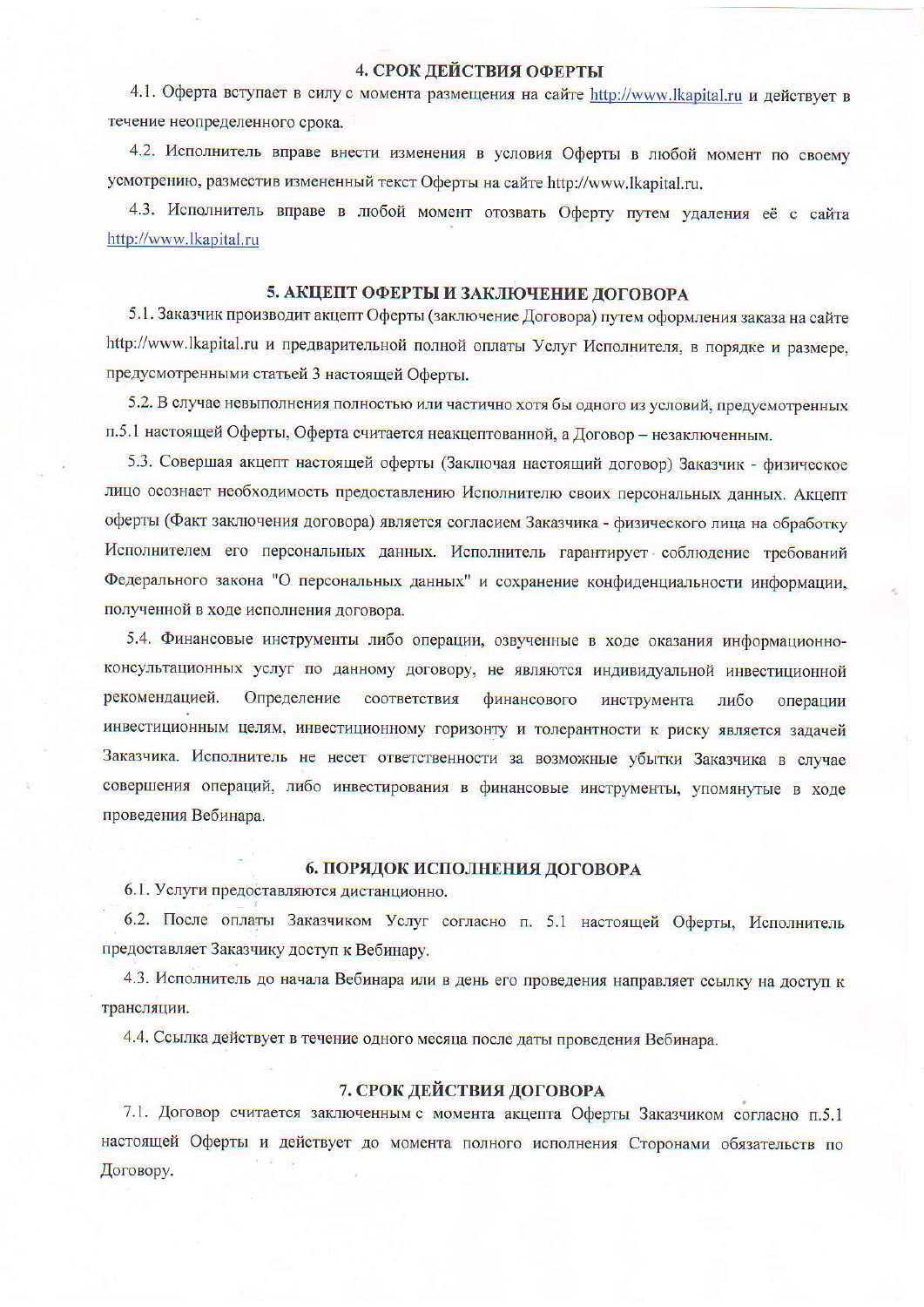## 4. СРОК ДЕЙСТВИЯ ОФЕРТЫ

4.1. Оферта вступает в силу с момента размещения на сайте http://www.lkapital.ru и действует в течение неопределенного срока.

4.2. Исполнитель вправе внести изменения в условия Оферты в любой момент по своему усмотрению, разместив измененный текст Оферты на сайте http://www.lkapital.ru.

4.3. Исполнитель вправе в любой момент отозвать Оферту путем удаления её с сайта http://www.lkapital.ru

## 5. АКЦЕПТ ОФЕРТЫ И ЗАКЛЮЧЕНИЕ ДОГОВОРА

5.1. Заказчик производит акцепт Оферты (заключение Договора) путем оформления заказа на сайте http://www.lkapital.ru и предварительной полной оплаты Услуг Исполнителя, в порядке и размере, предусмотренными статьей 3 настоящей Оферты.

5.2. В случае невыполнения полностью или частично хотя бы одного из условий, предусмотренных п.5.1 настоящей Оферты, Оферта считается неакцептованной, а Договор – незаключенным.

5.3. Совершая акцепт настоящей оферты (Заключая настоящий договор) Заказчик - физическое лицо осознает необходимость предоставлению Исполнителю своих персональных данных. Акцепт оферты (Факт заключения договора) является согласием Заказчика - физического лица на обработку Исполнителем его персональных данных. Исполнитель гарантирует соблюдение требований Федерального закона "О персональных данных" и сохранение конфиденциальности информации, полученной в ходе исполнения договора.

5.4. Финансовые инструменты либо операции, озвученные в ходе оказания информационно-консультационных услуг по данному договору, не являются индивидуальной инвестиционной рекомендацией. Определение соответствия финансового инструмента либо операции инвестиционным целям, инвестиционному горизонту и толерантности к риску является задачей Заказчика. Исполнитель не несет ответственности за возможные убытки Заказчика в случае совершения операций, либо инвестирования в финансовые инструменты, упомянутые в ходе проведения Вебинара.

## 6. ПОРЯДОК ИСПОЛНЕНИЯ ДОГОВОРА

6.1. Услуги предоставляются дистанционно.

6.2. После оплаты Заказчиком Услуг согласно п. 5.1 настоящей Оферты, Исполнитель предоставляет Заказчику доступ к Вебинару.

4.3. Исполнитель до начала Вебинара или в день его проведения направляет ссылку на доступ к трансляции.

4.4. Ссылка действует в течение одного месяца после даты проведения Вебинара.

## 7. СРОК ДЕЙСТВИЯ ДОГОВОРА

7.1. Договор считается заключенным с момента акцепта Оферты Заказчиком согласно п.5.1 настоящей Оферты и действует до момента полного исполнения Сторонами обязательств по Договору.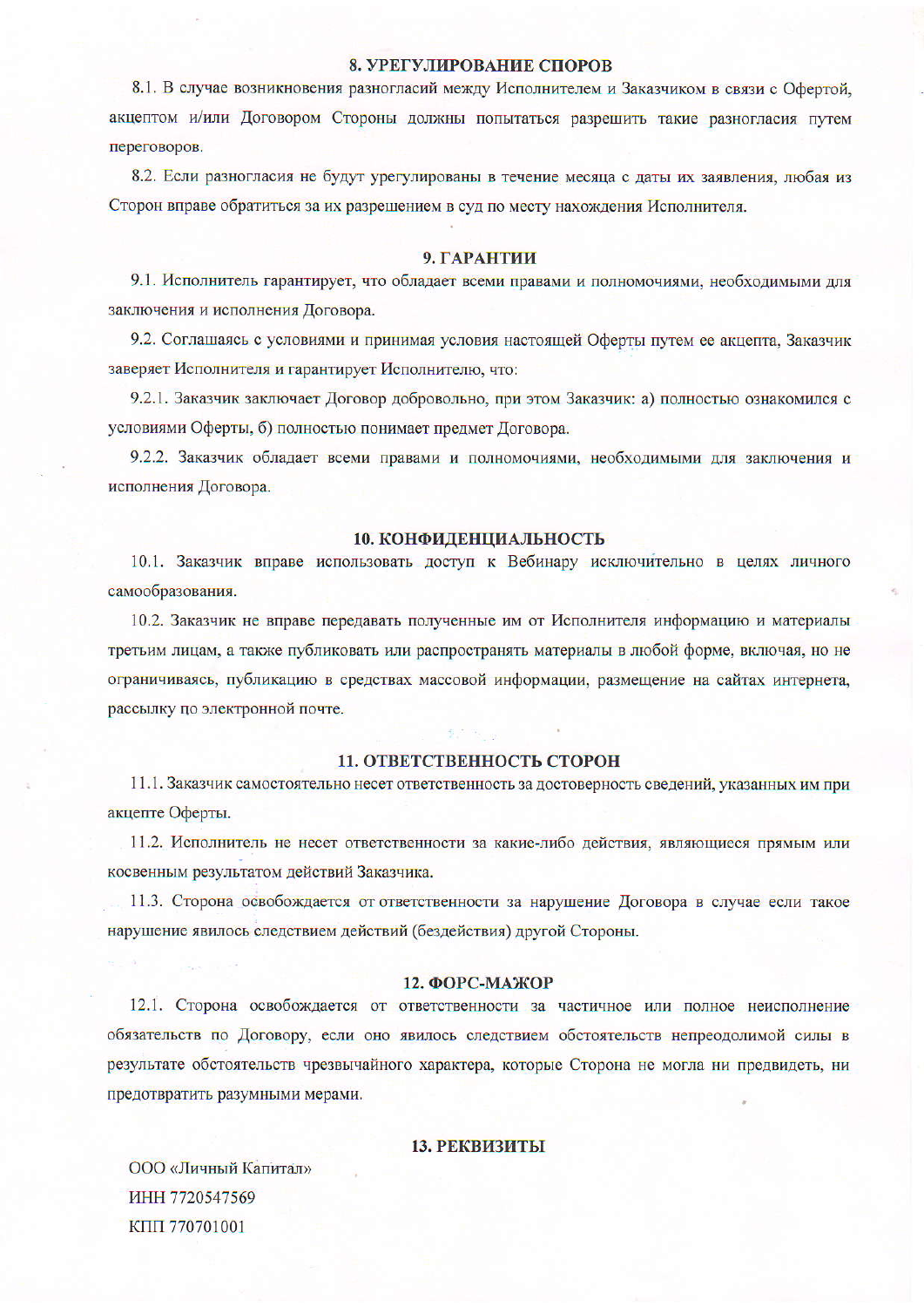## 8. УРЕГУЛИРОВАНИЕ СПОРОВ

8.1. В случае возникновения разногласий между Исполнителем и Заказчиком в связи с Офертой, акцептом и/или Договором Стороны должны попытаться разрешить такие разногласия путем переговоров.

8.2. Если разногласия не будут урегулированы в течение месяца с даты их заявления, любая из Сторон вправе обратиться за их разрешением в суд по месту нахождения Исполнителя.

## 9. ГАРАНТИИ

9.1. Исполнитель гарантирует, что обладает всеми правами и полномочиями, необходимыми для заключения и исполнения Договора.

9.2. Соглашаясь с условиями и принимая условия настоящей Оферты путем ее акцепта, Заказчик заверяет Исполнителя и гарантирует Исполнителю, что:

9.2.1. Заказчик заключает Договор добровольно, при этом Заказчик: а) полностью ознакомился с условиями Оферты, б) полностью понимает предмет Договора.

9.2.2. Заказчик обладает всеми правами и полномочиями, необходимыми для заключения и исполнения Договора.

## 10. КОНФИДЕНЦИАЛЬНОСТЬ

10.1. Заказчик вправе использовать доступ к Вебинару исключительно в целях личного самообразования.

10.2. Заказчик не вправе передавать полученные им от Исполнителя информацию и материалы третьим лицам, а также публиковать или распространять материалы в любой форме, включая, но не ограничиваясь, публикацию в средствах массовой информации, размещение на сайтах интернета, рассылку по электронной почте.

## 11. ОТВЕТСТВЕННОСТЬ СТОРОН

11.1. Заказчик самостоятельно несет ответственность за достоверность сведений, указанных им при акцепте Оферты.

11.2. Исполнитель не несет ответственности за какие-либо действия, являющиеся прямым или косвенным результатом действий Заказчика.

11.3. Сторона освобождается от ответственности за нарушение Договора в случае если такое нарушение явилось следствием действий (бездействия) другой Стороны.

## 12. ФОРС-МАЖОР

12.1. Сторона освобождается от ответственности за частичное или полное неисполнение обязательств по Договору, если оно явилось следствием обстоятельств непреодолимой силы в результате обстоятельств чрезвычайного характера, которые Сторона не могла ни предвидеть, ни предотвратить разумными мерами.

## 13. РЕКВИЗИТЫ

ООО «Личный Капитал»
ИНН 7720547569
КПП 770701001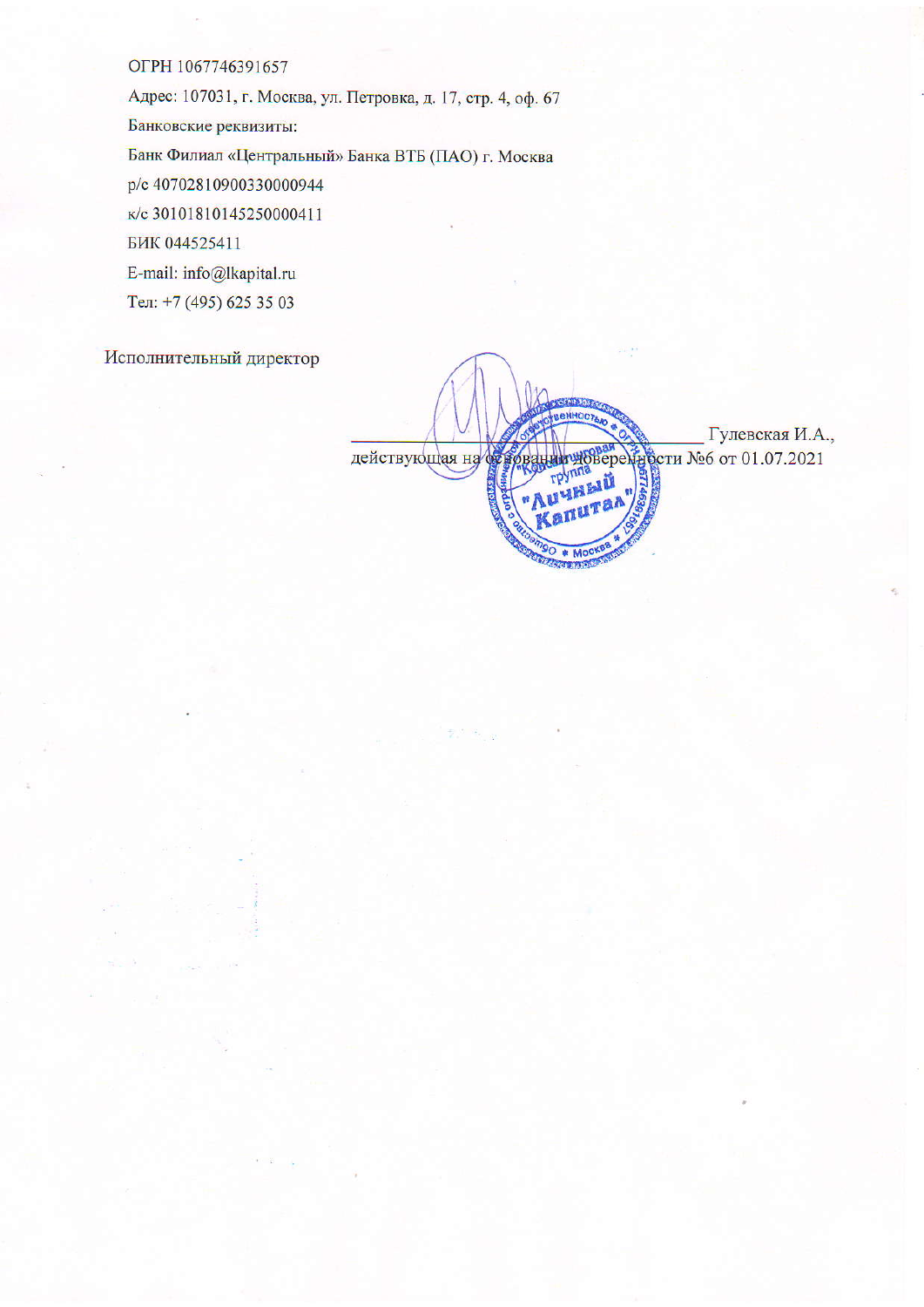ОГРН 1067746391657

Адрес: 107031, г. Москва, ул. Петровка, д. 17, стр. 4, оф. 67

Банковские реквизиты:

Банк Филиал «Центральный» Банка ВТБ (ПАО) г. Москва

р/с 40702810900330000944

к/с 30101810145250000411

БИК 044525411

E-mail: info@lkapital.ru

Тел: +7 (495) 625 35 03

Исполнительный директор

_______________________________ Гулевская И.А.,

действующая на основании доверенности №6 от 01.07.2021